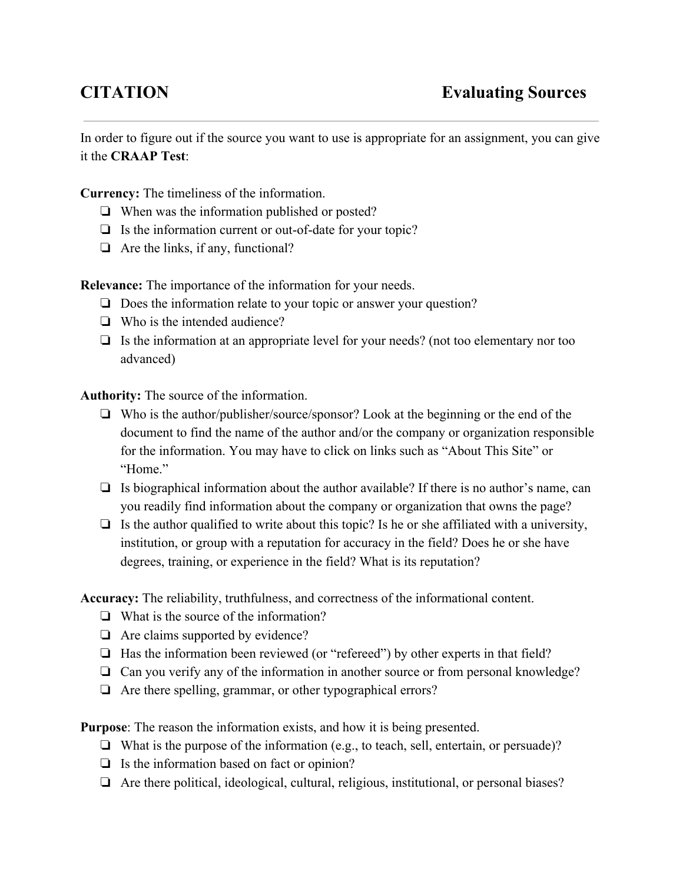# CITATION — Evaluating Sources

In order to figure out if the source you want to use is appropriate for an assignment, you can give it the **CRAAP Test**:

**Currency:** The timeliness of the information.

- ❏ When was the information published or posted?
- ❏ Is the information current or out-of-date for your topic?
- ❏ Are the links, if any, functional?

**Relevance:** The importance of the information for your needs.

- ❏ Does the information relate to your topic or answer your question?
- ❏ Who is the intended audience?
- ❏ Is the information at an appropriate level for your needs? (not too elementary nor too advanced)

**Authority:** The source of the information.

- ❏ Who is the author/publisher/source/sponsor? Look at the beginning or the end of the document to find the name of the author and/or the company or organization responsible for the information. You may have to click on links such as "About This Site" or "Home."
- ❏ Is biographical information about the author available? If there is no author's name, can you readily find information about the company or organization that owns the page?
- ❏ Is the author qualified to write about this topic? Is he or she affiliated with a university, institution, or group with a reputation for accuracy in the field? Does he or she have degrees, training, or experience in the field? What is its reputation?

**Accuracy:** The reliability, truthfulness, and correctness of the informational content.

- ❏ What is the source of the information?
- ❏ Are claims supported by evidence?
- ❏ Has the information been reviewed (or "refereed") by other experts in that field?
- ❏ Can you verify any of the information in another source or from personal knowledge?
- ❏ Are there spelling, grammar, or other typographical errors?

**Purpose**: The reason the information exists, and how it is being presented.

- ❏ What is the purpose of the information (e.g., to teach, sell, entertain, or persuade)?
- ❏ Is the information based on fact or opinion?
- ❏ Are there political, ideological, cultural, religious, institutional, or personal biases?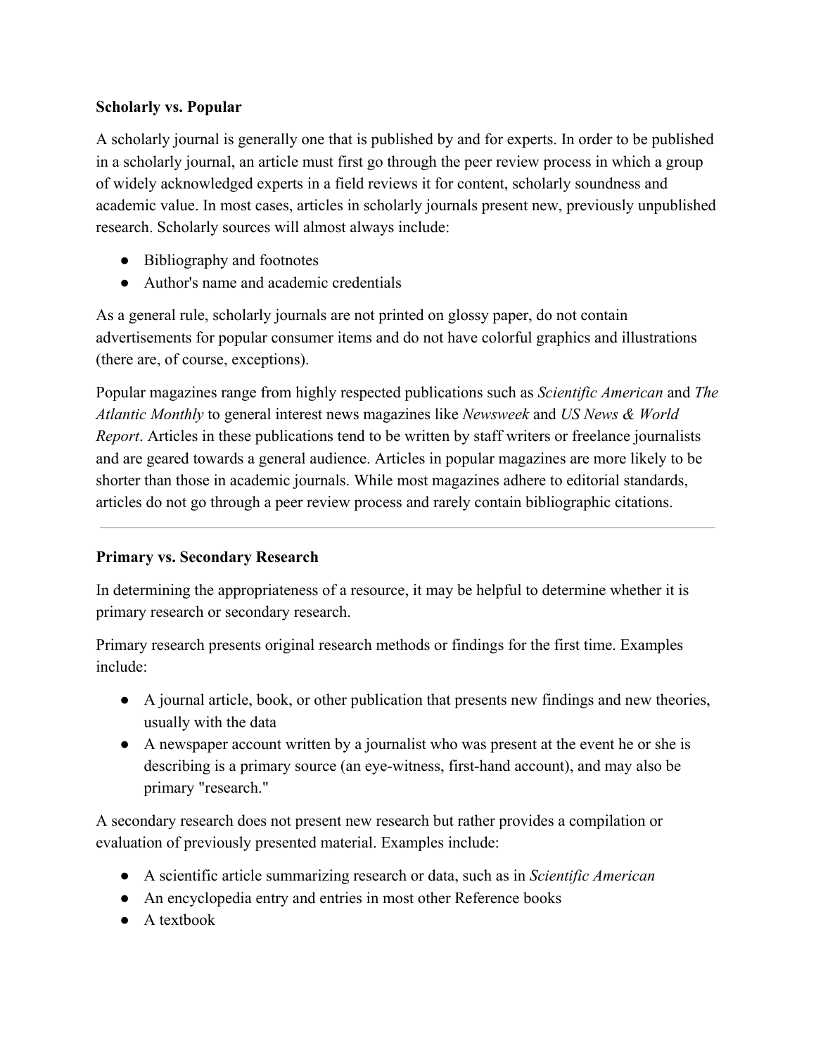**Scholarly vs. Popular**

A scholarly journal is generally one that is published by and for experts. In order to be published in a scholarly journal, an article must first go through the peer review process in which a group of widely acknowledged experts in a field reviews it for content, scholarly soundness and academic value. In most cases, articles in scholarly journals present new, previously unpublished research. Scholarly sources will almost always include:

- Bibliography and footnotes
- Author's name and academic credentials

As a general rule, scholarly journals are not printed on glossy paper, do not contain advertisements for popular consumer items and do not have colorful graphics and illustrations (there are, of course, exceptions).

Popular magazines range from highly respected publications such as *Scientific American* and *The Atlantic Monthly* to general interest news magazines like *Newsweek* and *US News & World Report*. Articles in these publications tend to be written by staff writers or freelance journalists and are geared towards a general audience. Articles in popular magazines are more likely to be shorter than those in academic journals. While most magazines adhere to editorial standards, articles do not go through a peer review process and rarely contain bibliographic citations.

---

**Primary vs. Secondary Research**

In determining the appropriateness of a resource, it may be helpful to determine whether it is primary research or secondary research.

Primary research presents original research methods or findings for the first time. Examples include:

- A journal article, book, or other publication that presents new findings and new theories, usually with the data
- A newspaper account written by a journalist who was present at the event he or she is describing is a primary source (an eye-witness, first-hand account), and may also be primary "research."

A secondary research does not present new research but rather provides a compilation or evaluation of previously presented material. Examples include:

- A scientific article summarizing research or data, such as in *Scientific American*
- An encyclopedia entry and entries in most other Reference books
- A textbook